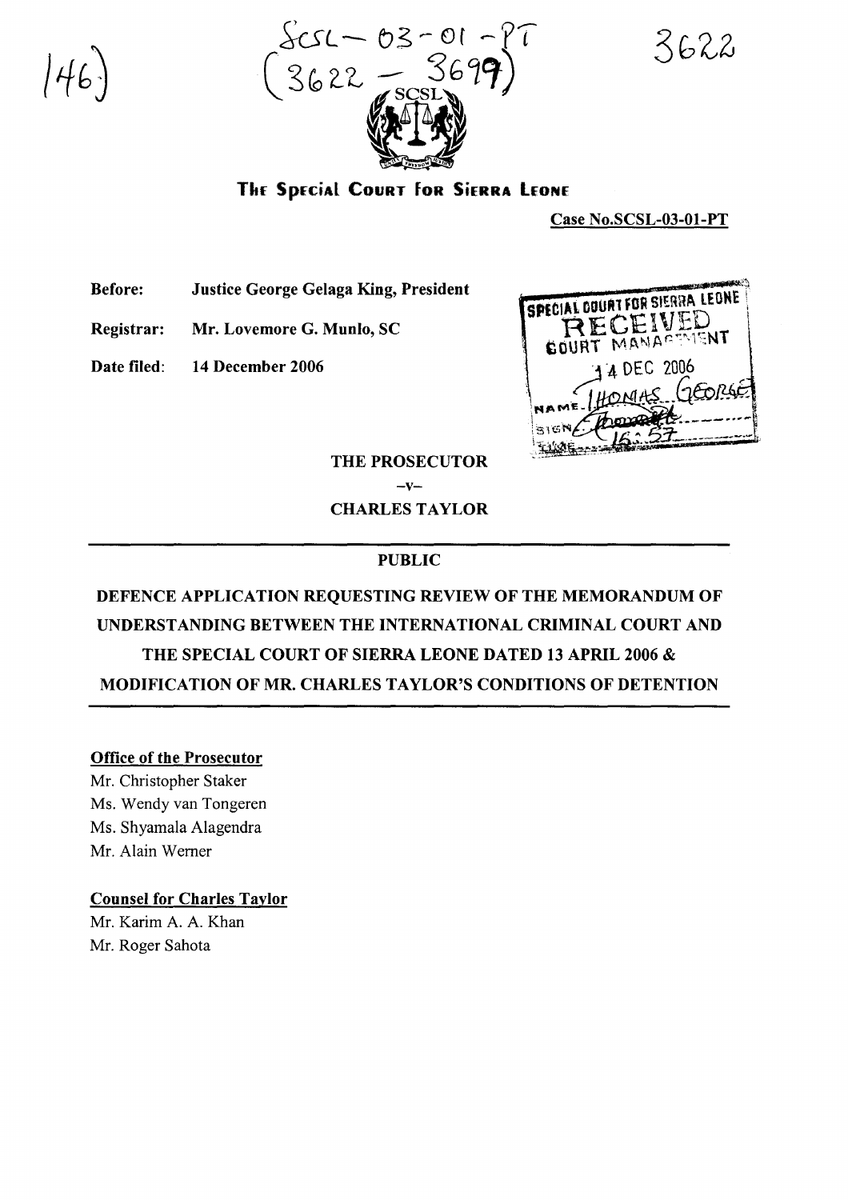146

SCSL – 03 – 01 – PT
(3622 – 3699)

3622

**The Special Court for Sierra Leone**

**Case No.SCSL-03-01-PT**

**Before:** **Justice George Gelaga King, President**

**Registrar:** **Mr. Lovemore G. Munlo, SC**

**Date filed:** **14 December 2006**

SPECIAL COURT FOR SIERRA LEONE
RECEIVED
COURT MANAGEMENT
14 DEC 2006
NAME THOMAS GEORGE
SIGN
TIME 16:57

**THE PROSECUTOR**

**–v–**

**CHARLES TAYLOR**

---

**PUBLIC**

**DEFENCE APPLICATION REQUESTING REVIEW OF THE MEMORANDUM OF UNDERSTANDING BETWEEN THE INTERNATIONAL CRIMINAL COURT AND THE SPECIAL COURT OF SIERRA LEONE DATED 13 APRIL 2006 & MODIFICATION OF MR. CHARLES TAYLOR'S CONDITIONS OF DETENTION**

---

**Office of the Prosecutor**

Mr. Christopher Staker
Ms. Wendy van Tongeren
Ms. Shyamala Alagendra
Mr. Alain Werner

**Counsel for Charles Taylor**

Mr. Karim A. A. Khan
Mr. Roger Sahota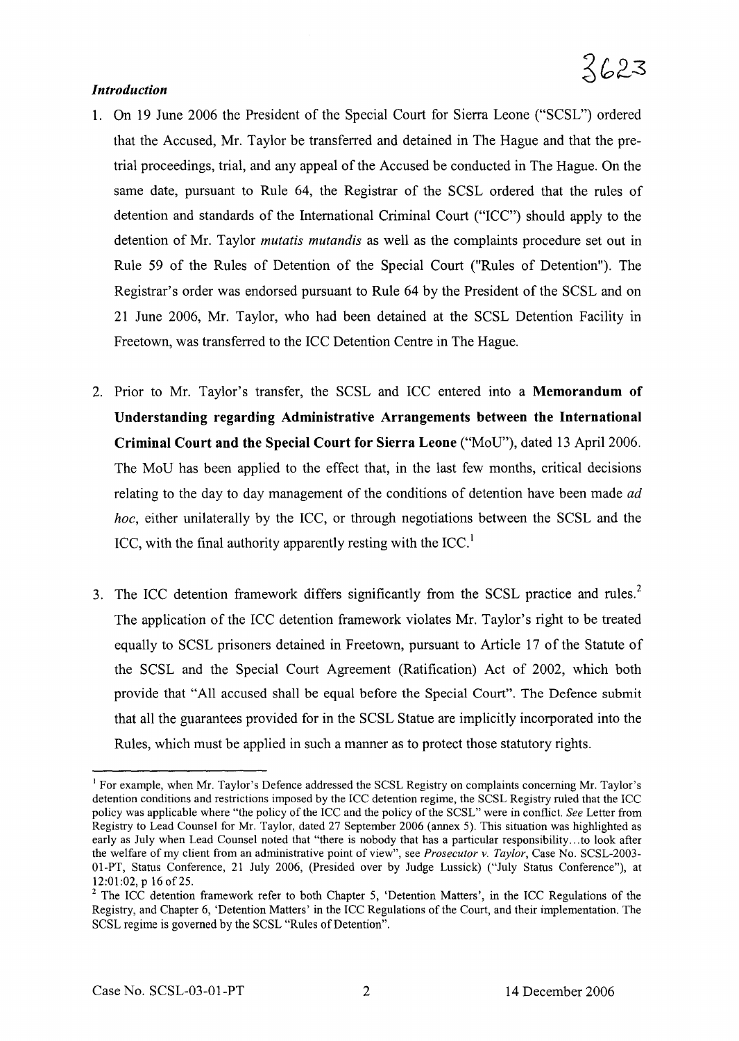### *Introduction*

1. On 19 June 2006 the President of the Special Court for Sierra Leone ("SCSL") ordered that the Accused, Mr. Taylor be transferred and detained in The Hague and that the pre-trial proceedings, trial, and any appeal of the Accused be conducted in The Hague. On the same date, pursuant to Rule 64, the Registrar of the SCSL ordered that the rules of detention and standards of the International Criminal Court ("ICC") should apply to the detention of Mr. Taylor *mutatis mutandis* as well as the complaints procedure set out in Rule 59 of the Rules of Detention of the Special Court ("Rules of Detention"). The Registrar's order was endorsed pursuant to Rule 64 by the President of the SCSL and on 21 June 2006, Mr. Taylor, who had been detained at the SCSL Detention Facility in Freetown, was transferred to the ICC Detention Centre in The Hague.

2. Prior to Mr. Taylor's transfer, the SCSL and ICC entered into a **Memorandum of Understanding regarding Administrative Arrangements between the International Criminal Court and the Special Court for Sierra Leone** ("MoU"), dated 13 April 2006. The MoU has been applied to the effect that, in the last few months, critical decisions relating to the day to day management of the conditions of detention have been made *ad hoc*, either unilaterally by the ICC, or through negotiations between the SCSL and the ICC, with the final authority apparently resting with the ICC.[1]

3. The ICC detention framework differs significantly from the SCSL practice and rules.[2] The application of the ICC detention framework violates Mr. Taylor's right to be treated equally to SCSL prisoners detained in Freetown, pursuant to Article 17 of the Statute of the SCSL and the Special Court Agreement (Ratification) Act of 2002, which both provide that "All accused shall be equal before the Special Court". The Defence submit that all the guarantees provided for in the SCSL Statue are implicitly incorporated into the Rules, which must be applied in such a manner as to protect those statutory rights.

---

[1] For example, when Mr. Taylor's Defence addressed the SCSL Registry on complaints concerning Mr. Taylor's detention conditions and restrictions imposed by the ICC detention regime, the SCSL Registry ruled that the ICC policy was applicable where "the policy of the ICC and the policy of the SCSL" were in conflict. *See* Letter from Registry to Lead Counsel for Mr. Taylor, dated 27 September 2006 (annex 5). This situation was highlighted as early as July when Lead Counsel noted that "there is nobody that has a particular responsibility…to look after the welfare of my client from an administrative point of view", see *Prosecutor v. Taylor*, Case No. SCSL-2003-01-PT, Status Conference, 21 July 2006, (Presided over by Judge Lussick) ("July Status Conference"), at 12:01:02, p 16 of 25.

[2] The ICC detention framework refer to both Chapter 5, 'Detention Matters', in the ICC Regulations of the Registry, and Chapter 6, 'Detention Matters' in the ICC Regulations of the Court, and their implementation. The SCSL regime is governed by the SCSL "Rules of Detention".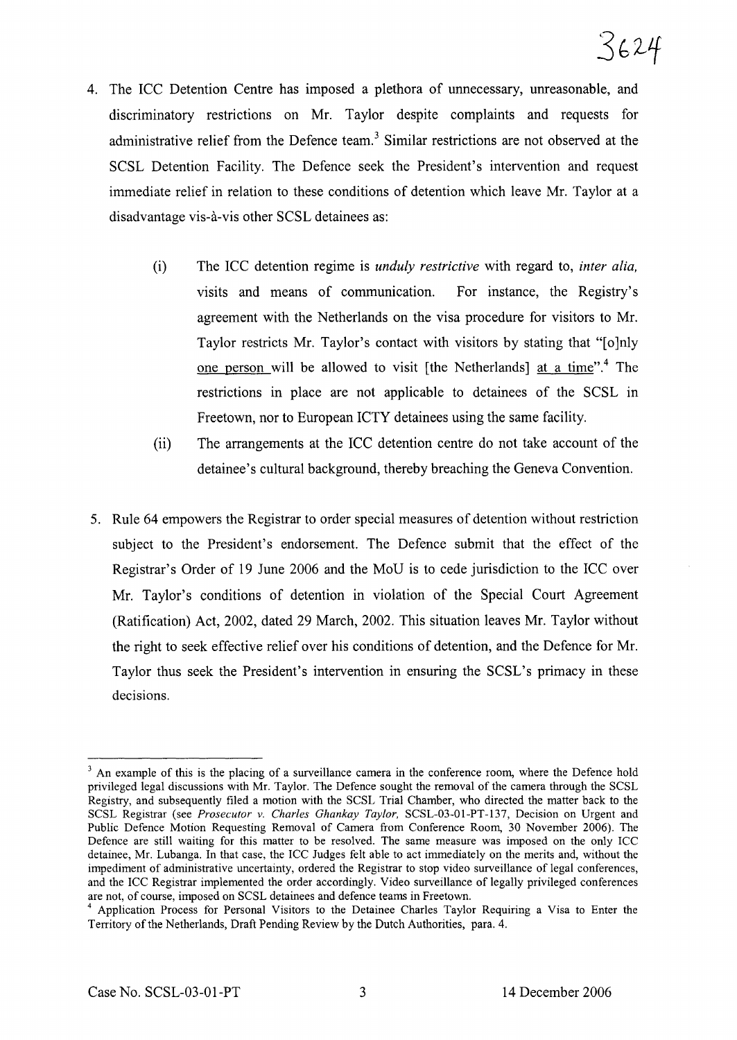4. The ICC Detention Centre has imposed a plethora of unnecessary, unreasonable, and discriminatory restrictions on Mr. Taylor despite complaints and requests for administrative relief from the Defence team.[3] Similar restrictions are not observed at the SCSL Detention Facility. The Defence seek the President's intervention and request immediate relief in relation to these conditions of detention which leave Mr. Taylor at a disadvantage vis-à-vis other SCSL detainees as:

    (i) The ICC detention regime is *unduly restrictive* with regard to, *inter alia,* visits and means of communication. For instance, the Registry's agreement with the Netherlands on the visa procedure for visitors to Mr. Taylor restricts Mr. Taylor's contact with visitors by stating that "[o]nly one person will be allowed to visit [the Netherlands] at a time".[4] The restrictions in place are not applicable to detainees of the SCSL in Freetown, nor to European ICTY detainees using the same facility.

    (ii) The arrangements at the ICC detention centre do not take account of the detainee's cultural background, thereby breaching the Geneva Convention.

5. Rule 64 empowers the Registrar to order special measures of detention without restriction subject to the President's endorsement. The Defence submit that the effect of the Registrar's Order of 19 June 2006 and the MoU is to cede jurisdiction to the ICC over Mr. Taylor's conditions of detention in violation of the Special Court Agreement (Ratification) Act, 2002, dated 29 March, 2002. This situation leaves Mr. Taylor without the right to seek effective relief over his conditions of detention, and the Defence for Mr. Taylor thus seek the President's intervention in ensuring the SCSL's primacy in these decisions.

---

[3] An example of this is the placing of a surveillance camera in the conference room, where the Defence hold privileged legal discussions with Mr. Taylor. The Defence sought the removal of the camera through the SCSL Registry, and subsequently filed a motion with the SCSL Trial Chamber, who directed the matter back to the SCSL Registrar (see *Prosecutor v. Charles Ghankay Taylor,* SCSL-03-01-PT-137, Decision on Urgent and Public Defence Motion Requesting Removal of Camera from Conference Room, 30 November 2006). The Defence are still waiting for this matter to be resolved. The same measure was imposed on the only ICC detainee, Mr. Lubanga. In that case, the ICC Judges felt able to act immediately on the merits and, without the impediment of administrative uncertainty, ordered the Registrar to stop video surveillance of legal conferences, and the ICC Registrar implemented the order accordingly. Video surveillance of legally privileged conferences are not, of course, imposed on SCSL detainees and defence teams in Freetown.

[4] Application Process for Personal Visitors to the Detainee Charles Taylor Requiring a Visa to Enter the Territory of the Netherlands, Draft Pending Review by the Dutch Authorities, para. 4.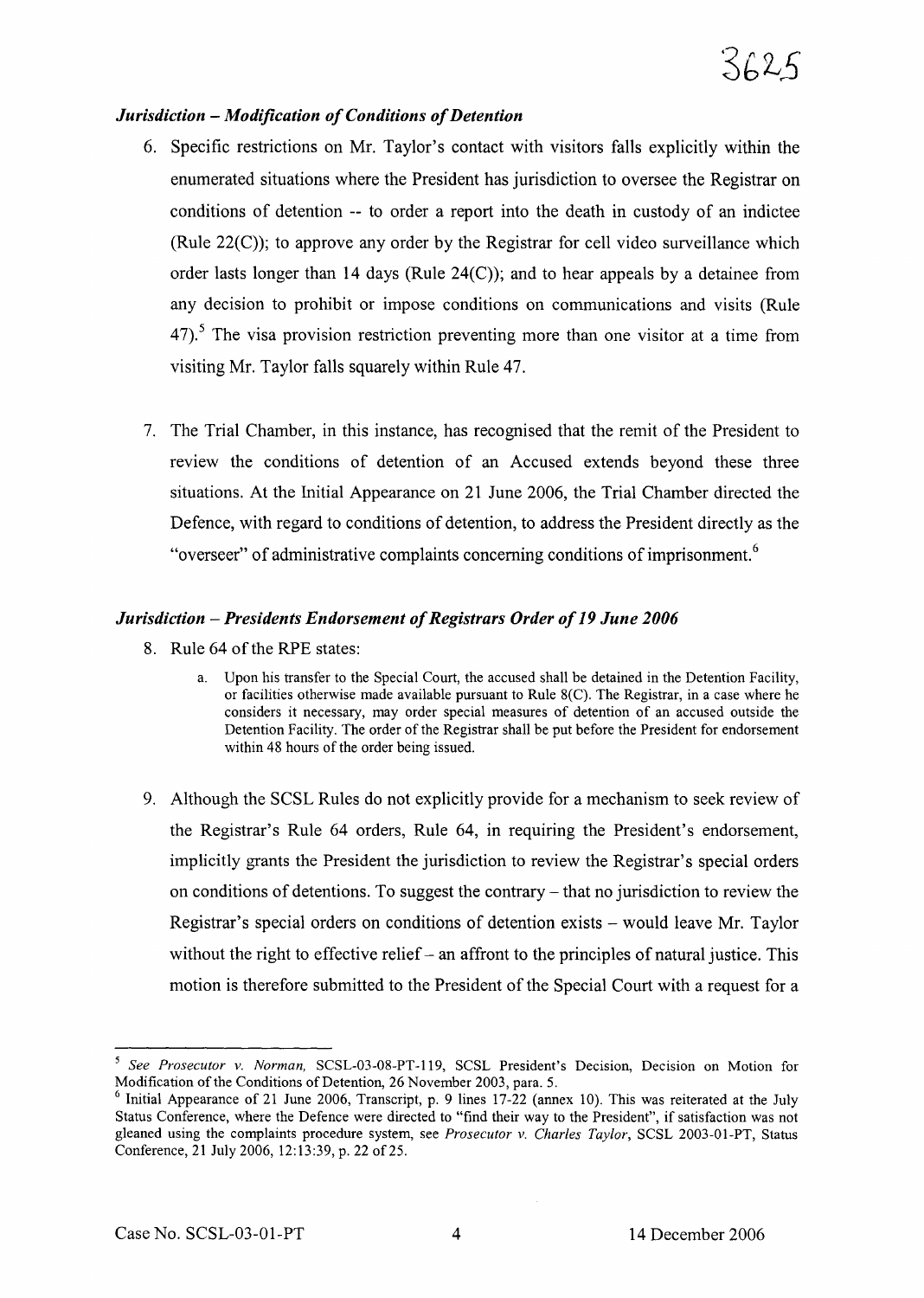### *Jurisdiction – Modification of Conditions of Detention*

6. Specific restrictions on Mr. Taylor's contact with visitors falls explicitly within the enumerated situations where the President has jurisdiction to oversee the Registrar on conditions of detention -- to order a report into the death in custody of an indictee (Rule 22(C)); to approve any order by the Registrar for cell video surveillance which order lasts longer than 14 days (Rule 24(C)); and to hear appeals by a detainee from any decision to prohibit or impose conditions on communications and visits (Rule 47).[5] The visa provision restriction preventing more than one visitor at a time from visiting Mr. Taylor falls squarely within Rule 47.

7. The Trial Chamber, in this instance, has recognised that the remit of the President to review the conditions of detention of an Accused extends beyond these three situations. At the Initial Appearance on 21 June 2006, the Trial Chamber directed the Defence, with regard to conditions of detention, to address the President directly as the "overseer" of administrative complaints concerning conditions of imprisonment.[6]

### *Jurisdiction – Presidents Endorsement of Registrars Order of 19 June 2006*

8. Rule 64 of the RPE states:

   a. Upon his transfer to the Special Court, the accused shall be detained in the Detention Facility, or facilities otherwise made available pursuant to Rule 8(C). The Registrar, in a case where he considers it necessary, may order special measures of detention of an accused outside the Detention Facility. The order of the Registrar shall be put before the President for endorsement within 48 hours of the order being issued.

9. Although the SCSL Rules do not explicitly provide for a mechanism to seek review of the Registrar's Rule 64 orders, Rule 64, in requiring the President's endorsement, implicitly grants the President the jurisdiction to review the Registrar's special orders on conditions of detentions. To suggest the contrary – that no jurisdiction to review the Registrar's special orders on conditions of detention exists – would leave Mr. Taylor without the right to effective relief – an affront to the principles of natural justice. This motion is therefore submitted to the President of the Special Court with a request for a

---

[5] *See Prosecutor v. Norman*, SCSL-03-08-PT-119, SCSL President's Decision, Decision on Motion for Modification of the Conditions of Detention, 26 November 2003, para. 5.

[6] Initial Appearance of 21 June 2006, Transcript, p. 9 lines 17-22 (annex 10). This was reiterated at the July Status Conference, where the Defence were directed to "find their way to the President", if satisfaction was not gleaned using the complaints procedure system, see *Prosecutor v. Charles Taylor*, SCSL 2003-01-PT, Status Conference, 21 July 2006, 12:13:39, p. 22 of 25.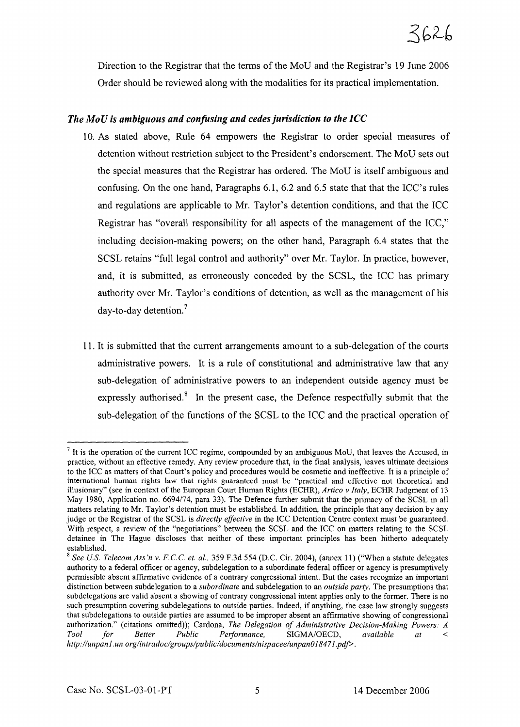Direction to the Registrar that the terms of the MoU and the Registrar's 19 June 2006 Order should be reviewed along with the modalities for its practical implementation.

### *The MoU is ambiguous and confusing and cedes jurisdiction to the ICC*

10. As stated above, Rule 64 empowers the Registrar to order special measures of detention without restriction subject to the President's endorsement. The MoU sets out the special measures that the Registrar has ordered. The MoU is itself ambiguous and confusing. On the one hand, Paragraphs 6.1, 6.2 and 6.5 state that that the ICC's rules and regulations are applicable to Mr. Taylor's detention conditions, and that the ICC Registrar has "overall responsibility for all aspects of the management of the ICC," including decision-making powers; on the other hand, Paragraph 6.4 states that the SCSL retains "full legal control and authority" over Mr. Taylor. In practice, however, and, it is submitted, as erroneously conceded by the SCSL, the ICC has primary authority over Mr. Taylor's conditions of detention, as well as the management of his day-to-day detention.[7]

11. It is submitted that the current arrangements amount to a sub-delegation of the courts administrative powers. It is a rule of constitutional and administrative law that any sub-delegation of administrative powers to an independent outside agency must be expressly authorised.[8] In the present case, the Defence respectfully submit that the sub-delegation of the functions of the SCSL to the ICC and the practical operation of

---

[7] It is the operation of the current ICC regime, compounded by an ambiguous MoU, that leaves the Accused, in practice, without an effective remedy. Any review procedure that, in the final analysis, leaves ultimate decisions to the ICC as matters of that Court's policy and procedures would be cosmetic and ineffective. It is a principle of international human rights law that rights guaranteed must be "practical and effective not theoretical and illusionary" (see in context of the European Court Human Rights (ECHR), *Artico v Italy*, ECHR Judgment of 13 May 1980, Application no. 6694/74, para 33). The Defence further submit that the primacy of the SCSL in all matters relating to Mr. Taylor's detention must be established. In addition, the principle that any decision by any judge or the Registrar of the SCSL is *directly effective* in the ICC Detention Centre context must be guaranteed. With respect, a review of the "negotiations" between the SCSL and the ICC on matters relating to the SCSL detainee in The Hague discloses that neither of these important principles has been hitherto adequately established.

[8] *See U.S. Telecom Ass'n v. F.C.C. et. al.,* 359 F.3d 554 (D.C. Cir. 2004), (annex 11) ("When a statute delegates authority to a federal officer or agency, subdelegation to a subordinate federal officer or agency is presumptively permissible absent affirmative evidence of a contrary congressional intent. But the cases recognize an important distinction between subdelegation to a *subordinate* and subdelegation to an *outside party*. The presumptions that subdelegations are valid absent a showing of contrary congressional intent applies only to the former. There is no such presumption covering subdelegations to outside parties. Indeed, if anything, the case law strongly suggests that subdelegations to outside parties are assumed to be improper absent an affirmative showing of congressional authorization." (citations omitted)); Cardona, *The Delegation of Administrative Decision-Making Powers: A Tool for Better Public Performance,* SIGMA/OECD, *available at* < *http://unpan1.un.org/intradoc/groups/public/documents/nispacee/unpan018471.pdf*>.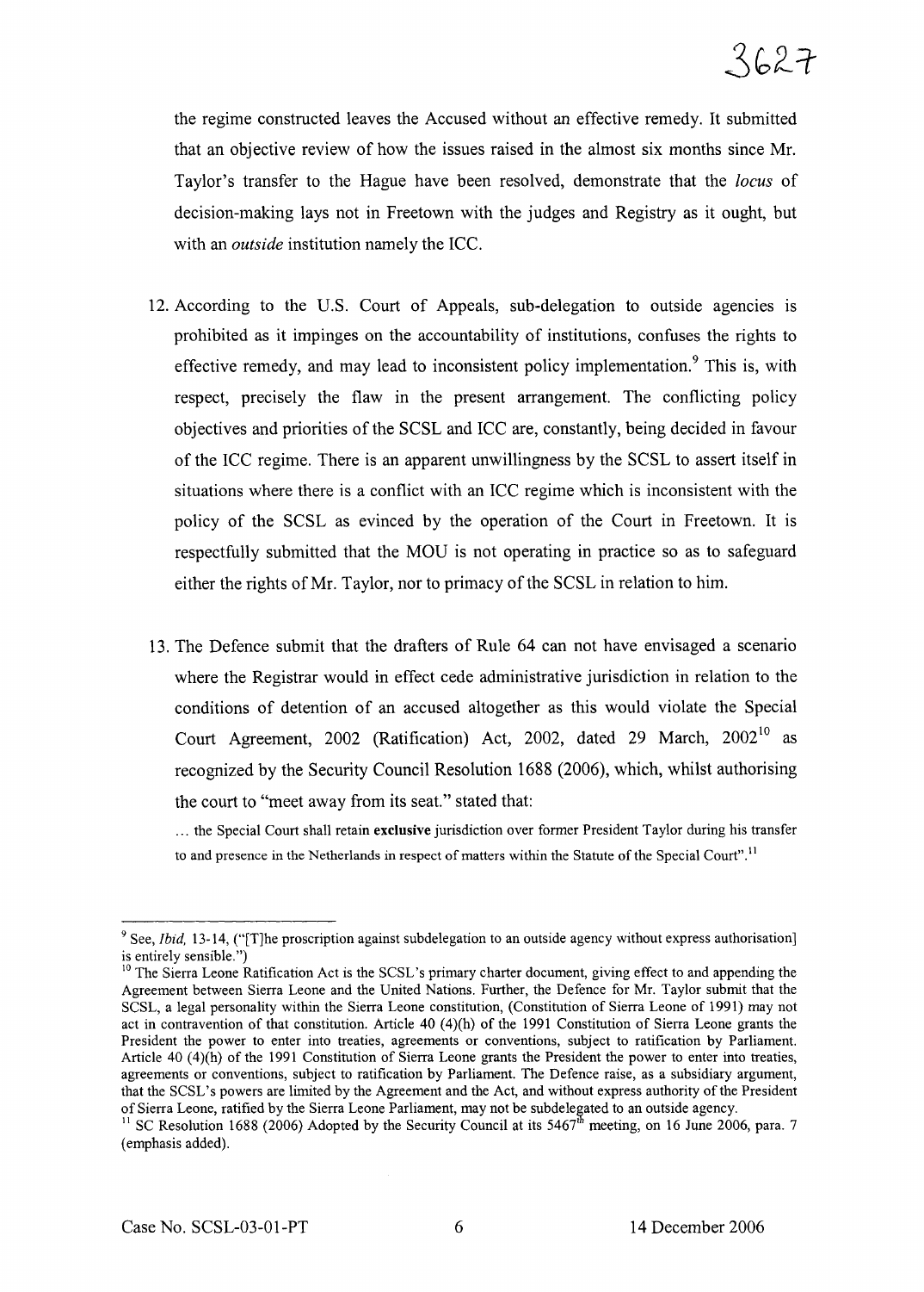the regime constructed leaves the Accused without an effective remedy. It submitted that an objective review of how the issues raised in the almost six months since Mr. Taylor's transfer to the Hague have been resolved, demonstrate that the *locus* of decision-making lays not in Freetown with the judges and Registry as it ought, but with an *outside* institution namely the ICC.

12. According to the U.S. Court of Appeals, sub-delegation to outside agencies is prohibited as it impinges on the accountability of institutions, confuses the rights to effective remedy, and may lead to inconsistent policy implementation.[9] This is, with respect, precisely the flaw in the present arrangement. The conflicting policy objectives and priorities of the SCSL and ICC are, constantly, being decided in favour of the ICC regime. There is an apparent unwillingness by the SCSL to assert itself in situations where there is a conflict with an ICC regime which is inconsistent with the policy of the SCSL as evinced by the operation of the Court in Freetown. It is respectfully submitted that the MOU is not operating in practice so as to safeguard either the rights of Mr. Taylor, nor to primacy of the SCSL in relation to him.

13. The Defence submit that the drafters of Rule 64 can not have envisaged a scenario where the Registrar would in effect cede administrative jurisdiction in relation to the conditions of detention of an accused altogether as this would violate the Special Court Agreement, 2002 (Ratification) Act, 2002, dated 29 March, 2002[10] as recognized by the Security Council Resolution 1688 (2006), which, whilst authorising the court to "meet away from its seat." stated that:

> ... the Special Court shall retain **exclusive** jurisdiction over former President Taylor during his transfer to and presence in the Netherlands in respect of matters within the Statute of the Special Court".[11]

---

[9] See, *Ibid*, 13-14, ("[T]he proscription against subdelegation to an outside agency without express authorisation] is entirely sensible.")

[10] The Sierra Leone Ratification Act is the SCSL's primary charter document, giving effect to and appending the Agreement between Sierra Leone and the United Nations. Further, the Defence for Mr. Taylor submit that the SCSL, a legal personality within the Sierra Leone constitution, (Constitution of Sierra Leone of 1991) may not act in contravention of that constitution. Article 40 (4)(h) of the 1991 Constitution of Sierra Leone grants the President the power to enter into treaties, agreements or conventions, subject to ratification by Parliament. Article 40 (4)(h) of the 1991 Constitution of Sierra Leone grants the President the power to enter into treaties, agreements or conventions, subject to ratification by Parliament. The Defence raise, as a subsidiary argument, that the SCSL's powers are limited by the Agreement and the Act, and without express authority of the President of Sierra Leone, ratified by the Sierra Leone Parliament, may not be subdelegated to an outside agency.

[11] SC Resolution 1688 (2006) Adopted by the Security Council at its 5467th meeting, on 16 June 2006, para. 7 (emphasis added).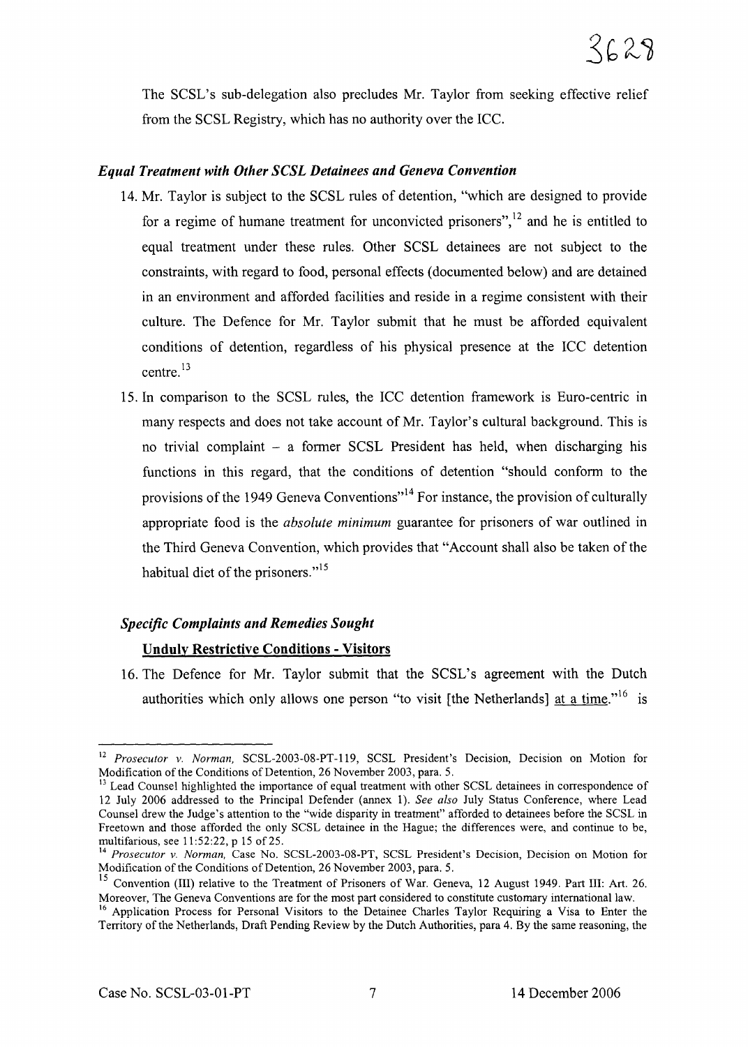The SCSL's sub-delegation also precludes Mr. Taylor from seeking effective relief from the SCSL Registry, which has no authority over the ICC.

### *Equal Treatment with Other SCSL Detainees and Geneva Convention*

14. Mr. Taylor is subject to the SCSL rules of detention, "which are designed to provide for a regime of humane treatment for unconvicted prisoners",[12] and he is entitled to equal treatment under these rules. Other SCSL detainees are not subject to the constraints, with regard to food, personal effects (documented below) and are detained in an environment and afforded facilities and reside in a regime consistent with their culture. The Defence for Mr. Taylor submit that he must be afforded equivalent conditions of detention, regardless of his physical presence at the ICC detention centre.[13]

15. In comparison to the SCSL rules, the ICC detention framework is Euro-centric in many respects and does not take account of Mr. Taylor's cultural background. This is no trivial complaint – a former SCSL President has held, when discharging his functions in this regard, that the conditions of detention "should conform to the provisions of the 1949 Geneva Conventions"[14] For instance, the provision of culturally appropriate food is the *absolute minimum* guarantee for prisoners of war outlined in the Third Geneva Convention, which provides that "Account shall also be taken of the habitual diet of the prisoners."[15]

### *Specific Complaints and Remedies Sought*

**Unduly Restrictive Conditions - Visitors**

16. The Defence for Mr. Taylor submit that the SCSL's agreement with the Dutch authorities which only allows one person "to visit [the Netherlands] at a time."[16] is

---

[12] *Prosecutor v. Norman,* SCSL-2003-08-PT-119, SCSL President's Decision, Decision on Motion for Modification of the Conditions of Detention, 26 November 2003, para. 5.

[13] Lead Counsel highlighted the importance of equal treatment with other SCSL detainees in correspondence of 12 July 2006 addressed to the Principal Defender (annex 1). *See also* July Status Conference, where Lead Counsel drew the Judge's attention to the "wide disparity in treatment" afforded to detainees before the SCSL in Freetown and those afforded the only SCSL detainee in the Hague; the differences were, and continue to be, multifarious, see 11:52:22, p 15 of 25.

[14] *Prosecutor v. Norman,* Case No. SCSL-2003-08-PT, SCSL President's Decision, Decision on Motion for Modification of the Conditions of Detention, 26 November 2003, para. 5.

[15] Convention (III) relative to the Treatment of Prisoners of War. Geneva, 12 August 1949. Part III: Art. 26. Moreover, The Geneva Conventions are for the most part considered to constitute customary international law.

[16] Application Process for Personal Visitors to the Detainee Charles Taylor Requiring a Visa to Enter the Territory of the Netherlands, Draft Pending Review by the Dutch Authorities, para 4. By the same reasoning, the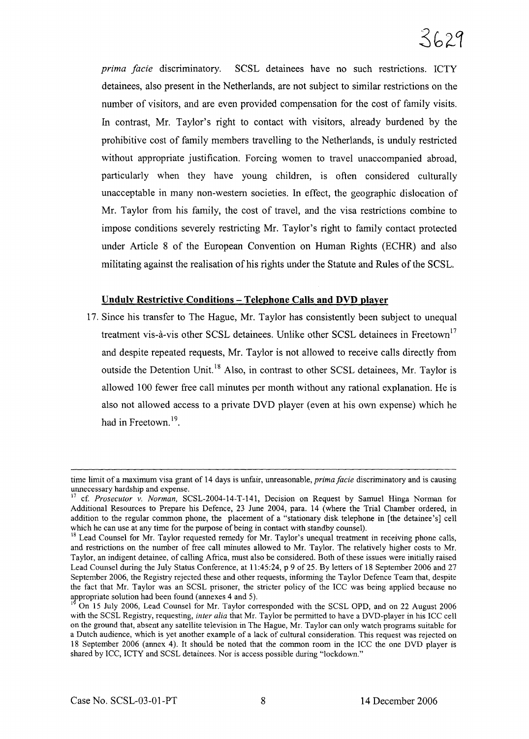*prima facie* discriminatory. SCSL detainees have no such restrictions. ICTY detainees, also present in the Netherlands, are not subject to similar restrictions on the number of visitors, and are even provided compensation for the cost of family visits. In contrast, Mr. Taylor's right to contact with visitors, already burdened by the prohibitive cost of family members travelling to the Netherlands, is unduly restricted without appropriate justification. Forcing women to travel unaccompanied abroad, particularly when they have young children, is often considered culturally unacceptable in many non-western societies. In effect, the geographic dislocation of Mr. Taylor from his family, the cost of travel, and the visa restrictions combine to impose conditions severely restricting Mr. Taylor's right to family contact protected under Article 8 of the European Convention on Human Rights (ECHR) and also militating against the realisation of his rights under the Statute and Rules of the SCSL.

**Unduly Restrictive Conditions – Telephone Calls and DVD player**

17. Since his transfer to The Hague, Mr. Taylor has consistently been subject to unequal treatment vis-à-vis other SCSL detainees. Unlike other SCSL detainees in Freetown[17] and despite repeated requests, Mr. Taylor is not allowed to receive calls directly from outside the Detention Unit.[18] Also, in contrast to other SCSL detainees, Mr. Taylor is allowed 100 fewer free call minutes per month without any rational explanation. He is also not allowed access to a private DVD player (even at his own expense) which he had in Freetown.[19].

---

time limit of a maximum visa grant of 14 days is unfair, unreasonable, *prima facie* discriminatory and is causing unnecessary hardship and expense.

[17] cf. *Prosecutor v. Norman,* SCSL-2004-14-T-141, Decision on Request by Samuel Hinga Norman for Additional Resources to Prepare his Defence, 23 June 2004, para. 14 (where the Trial Chamber ordered, in addition to the regular common phone, the placement of a "stationary disk telephone in [the detainee's] cell which he can use at any time for the purpose of being in contact with standby counsel).

[18] Lead Counsel for Mr. Taylor requested remedy for Mr. Taylor's unequal treatment in receiving phone calls, and restrictions on the number of free call minutes allowed to Mr. Taylor. The relatively higher costs to Mr. Taylor, an indigent detainee, of calling Africa, must also be considered. Both of these issues were initially raised Lead Counsel during the July Status Conference, at 11:45:24, p 9 of 25. By letters of 18 September 2006 and 27 September 2006, the Registry rejected these and other requests, informing the Taylor Defence Team that, despite the fact that Mr. Taylor was an SCSL prisoner, the stricter policy of the ICC was being applied because no appropriate solution had been found (annexes 4 and 5).

[19] On 15 July 2006, Lead Counsel for Mr. Taylor corresponded with the SCSL OPD, and on 22 August 2006 with the SCSL Registry, requesting, *inter alia* that Mr. Taylor be permitted to have a DVD-player in his ICC cell on the ground that, absent any satellite television in The Hague, Mr. Taylor can only watch programs suitable for a Dutch audience, which is yet another example of a lack of cultural consideration. This request was rejected on 18 September 2006 (annex 4). It should be noted that the common room in the ICC the one DVD player is shared by ICC, ICTY and SCSL detainees. Nor is access possible during "lockdown."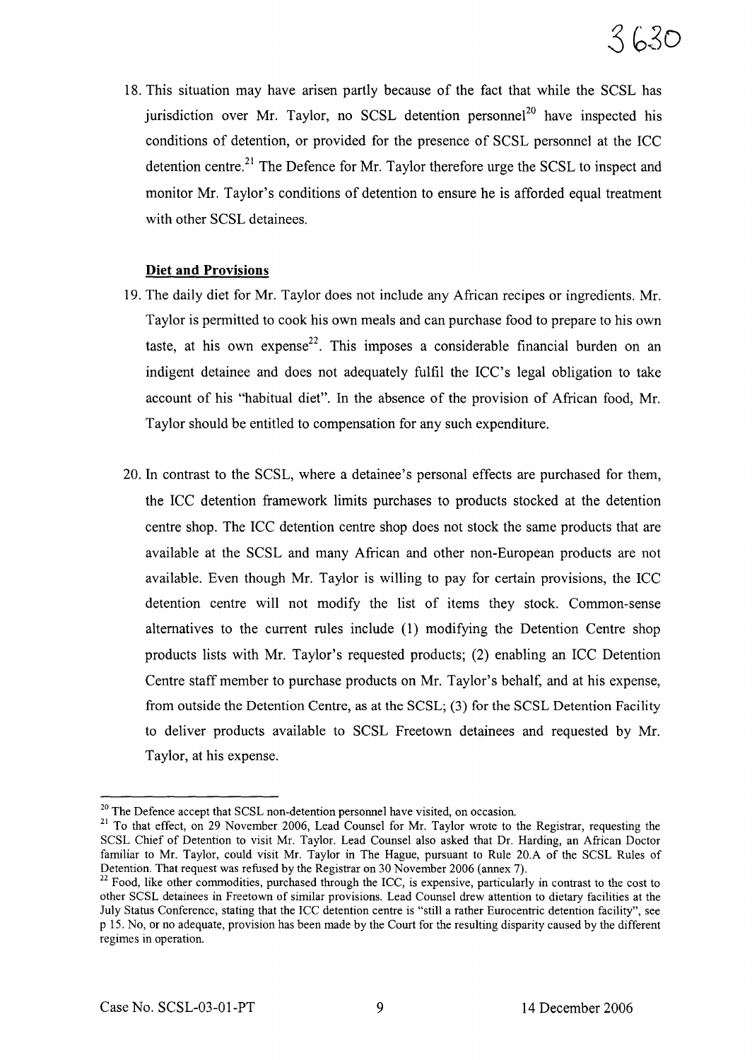18. This situation may have arisen partly because of the fact that while the SCSL has jurisdiction over Mr. Taylor, no SCSL detention personnel[20] have inspected his conditions of detention, or provided for the presence of SCSL personnel at the ICC detention centre.[21] The Defence for Mr. Taylor therefore urge the SCSL to inspect and monitor Mr. Taylor's conditions of detention to ensure he is afforded equal treatment with other SCSL detainees.

**Diet and Provisions**

19. The daily diet for Mr. Taylor does not include any African recipes or ingredients. Mr. Taylor is permitted to cook his own meals and can purchase food to prepare to his own taste, at his own expense[22]. This imposes a considerable financial burden on an indigent detainee and does not adequately fulfil the ICC's legal obligation to take account of his "habitual diet". In the absence of the provision of African food, Mr. Taylor should be entitled to compensation for any such expenditure.

20. In contrast to the SCSL, where a detainee's personal effects are purchased for them, the ICC detention framework limits purchases to products stocked at the detention centre shop. The ICC detention centre shop does not stock the same products that are available at the SCSL and many African and other non-European products are not available. Even though Mr. Taylor is willing to pay for certain provisions, the ICC detention centre will not modify the list of items they stock. Common-sense alternatives to the current rules include (1) modifying the Detention Centre shop products lists with Mr. Taylor's requested products; (2) enabling an ICC Detention Centre staff member to purchase products on Mr. Taylor's behalf, and at his expense, from outside the Detention Centre, as at the SCSL; (3) for the SCSL Detention Facility to deliver products available to SCSL Freetown detainees and requested by Mr. Taylor, at his expense.

---

[20] The Defence accept that SCSL non-detention personnel have visited, on occasion.

[21] To that effect, on 29 November 2006, Lead Counsel for Mr. Taylor wrote to the Registrar, requesting the SCSL Chief of Detention to visit Mr. Taylor. Lead Counsel also asked that Dr. Harding, an African Doctor familiar to Mr. Taylor, could visit Mr. Taylor in The Hague, pursuant to Rule 20.A of the SCSL Rules of Detention. That request was refused by the Registrar on 30 November 2006 (annex 7).

[22] Food, like other commodities, purchased through the ICC, is expensive, particularly in contrast to the cost to other SCSL detainees in Freetown of similar provisions. Lead Counsel drew attention to dietary facilities at the July Status Conference, stating that the ICC detention centre is "still a rather Eurocentric detention facility", see p 15. No, or no adequate, provision has been made by the Court for the resulting disparity caused by the different regimes in operation.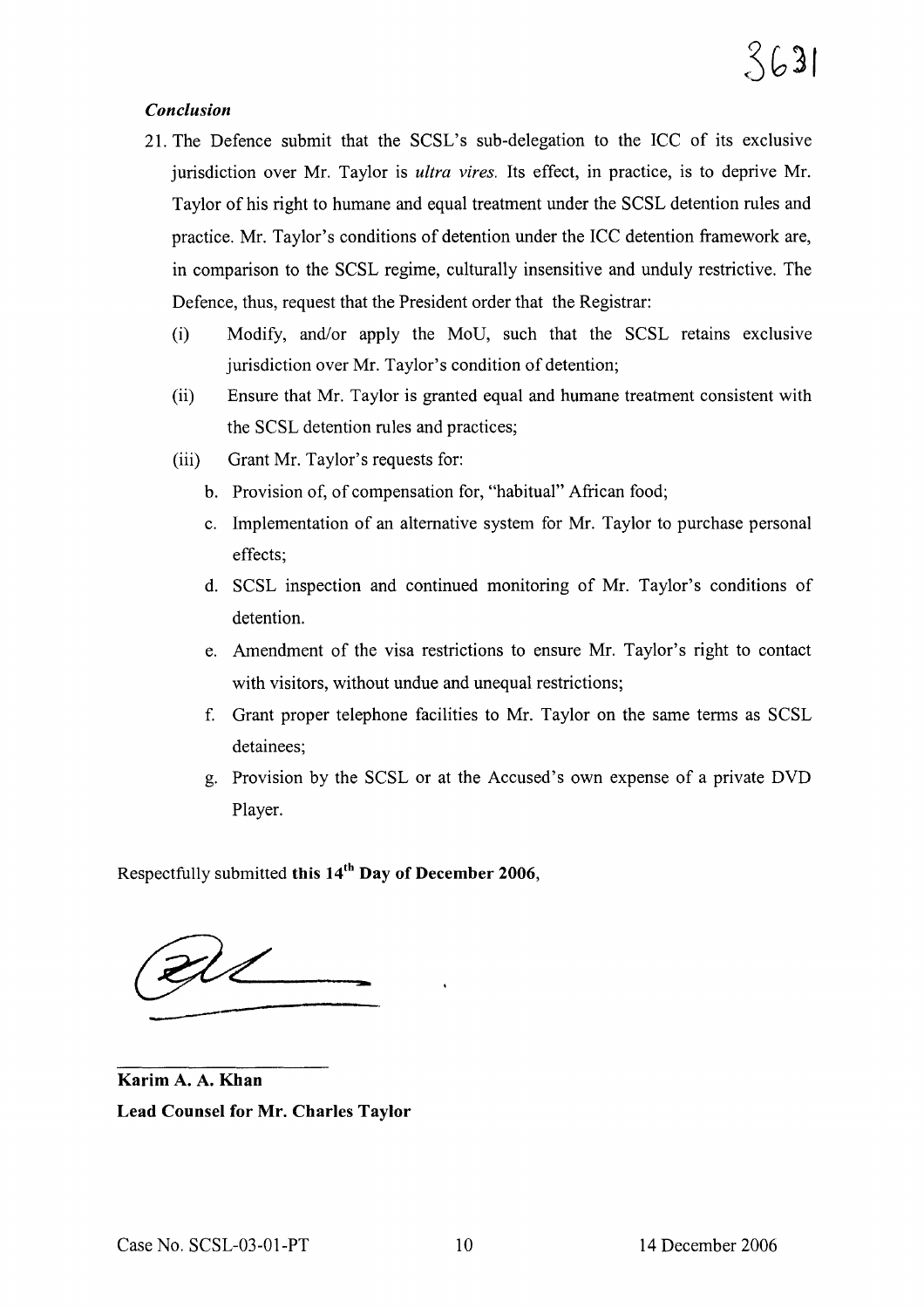3631

***Conclusion***

21. The Defence submit that the SCSL's sub-delegation to the ICC of its exclusive jurisdiction over Mr. Taylor is *ultra vires.* Its effect, in practice, is to deprive Mr. Taylor of his right to humane and equal treatment under the SCSL detention rules and practice. Mr. Taylor's conditions of detention under the ICC detention framework are, in comparison to the SCSL regime, culturally insensitive and unduly restrictive. The Defence, thus, request that the President order that the Registrar:

    (i) Modify, and/or apply the MoU, such that the SCSL retains exclusive jurisdiction over Mr. Taylor's condition of detention;

    (ii) Ensure that Mr. Taylor is granted equal and humane treatment consistent with the SCSL detention rules and practices;

    (iii) Grant Mr. Taylor's requests for:

    b. Provision of, of compensation for, "habitual" African food;

    c. Implementation of an alternative system for Mr. Taylor to purchase personal effects;

    d. SCSL inspection and continued monitoring of Mr. Taylor's conditions of detention.

    e. Amendment of the visa restrictions to ensure Mr. Taylor's right to contact with visitors, without undue and unequal restrictions;

    f. Grant proper telephone facilities to Mr. Taylor on the same terms as SCSL detainees;

    g. Provision by the SCSL or at the Accused's own expense of a private DVD Player.

Respectfully submitted **this 14th Day of December 2006,**

**Karim A. A. Khan**
**Lead Counsel for Mr. Charles Taylor**